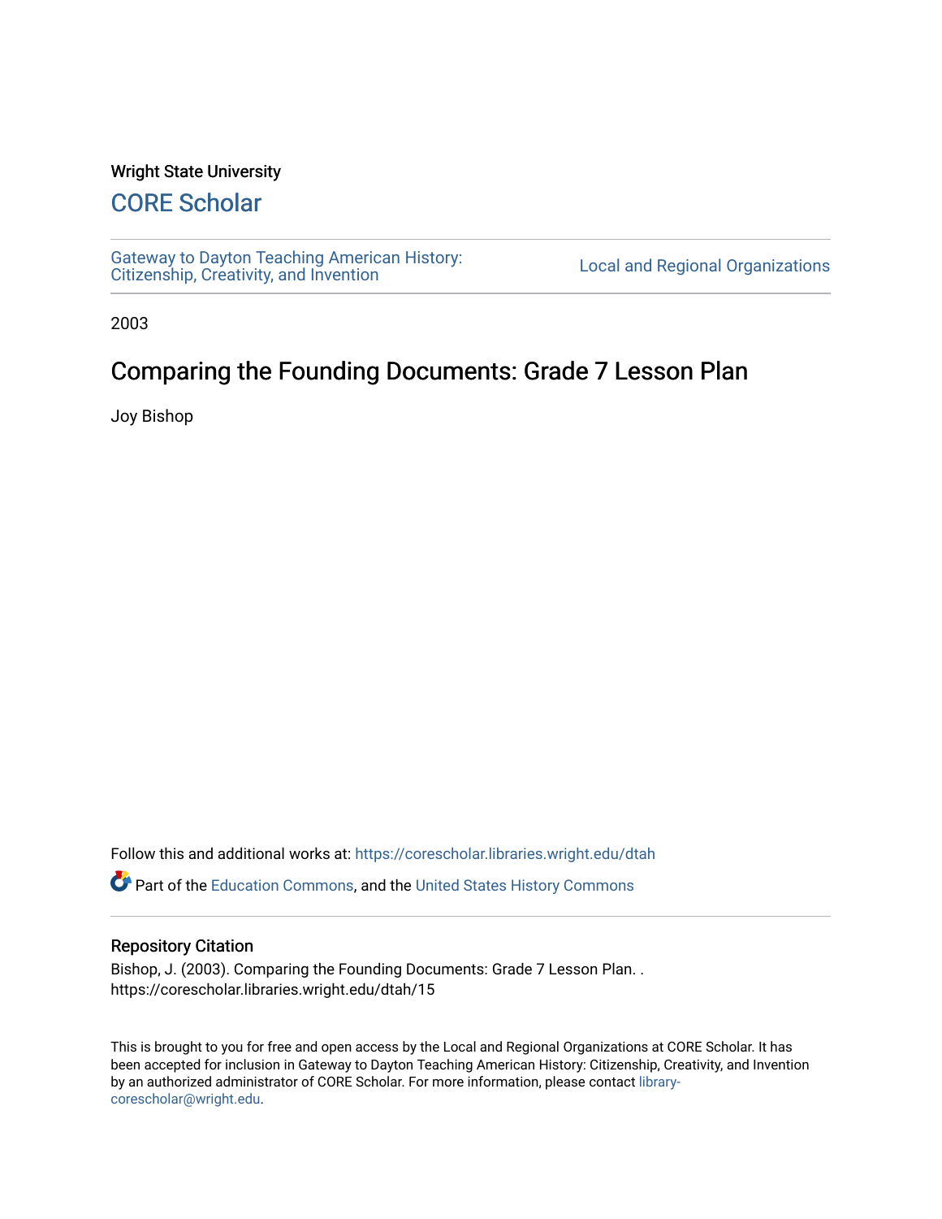Wright State University

## CORE Scholar

Gateway to Dayton Teaching American History: Citizenship, Creativity, and Invention | Local and Regional Organizations

2003

# Comparing the Founding Documents: Grade 7 Lesson Plan

Joy Bishop

Follow this and additional works at: https://corescholar.libraries.wright.edu/dtah

Part of the Education Commons, and the United States History Commons

### Repository Citation

Bishop, J. (2003). Comparing the Founding Documents: Grade 7 Lesson Plan. .
https://corescholar.libraries.wright.edu/dtah/15

This is brought to you for free and open access by the Local and Regional Organizations at CORE Scholar. It has been accepted for inclusion in Gateway to Dayton Teaching American History: Citizenship, Creativity, and Invention by an authorized administrator of CORE Scholar. For more information, please contact library-corescholar@wright.edu.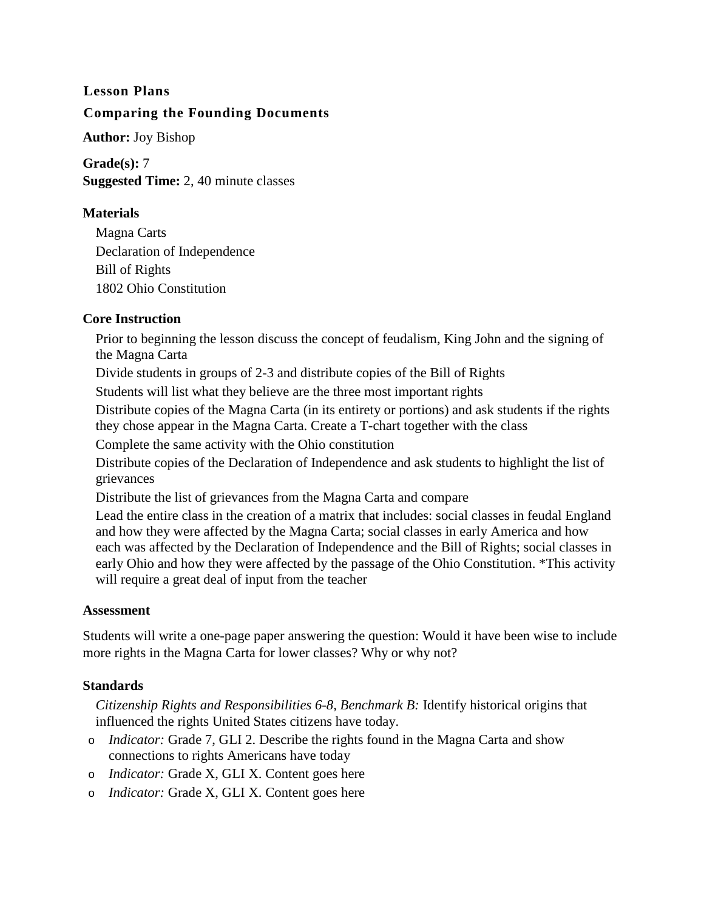### Lesson Plans

### Comparing the Founding Documents

**Author:** Joy Bishop

**Grade(s):** 7
**Suggested Time:** 2, 40 minute classes

**Materials**

Magna Carts
Declaration of Independence
Bill of Rights
1802 Ohio Constitution

**Core Instruction**

Prior to beginning the lesson discuss the concept of feudalism, King John and the signing of the Magna Carta

Divide students in groups of 2-3 and distribute copies of the Bill of Rights

Students will list what they believe are the three most important rights

Distribute copies of the Magna Carta (in its entirety or portions) and ask students if the rights they chose appear in the Magna Carta. Create a T-chart together with the class

Complete the same activity with the Ohio constitution

Distribute copies of the Declaration of Independence and ask students to highlight the list of grievances

Distribute the list of grievances from the Magna Carta and compare

Lead the entire class in the creation of a matrix that includes: social classes in feudal England and how they were affected by the Magna Carta; social classes in early America and how each was affected by the Declaration of Independence and the Bill of Rights; social classes in early Ohio and how they were affected by the passage of the Ohio Constitution. *This activity will require a great deal of input from the teacher

**Assessment**

Students will write a one-page paper answering the question: Would it have been wise to include more rights in the Magna Carta for lower classes? Why or why not?

**Standards**

*Citizenship Rights and Responsibilities 6-8, Benchmark B:* Identify historical origins that influenced the rights United States citizens have today.

- *Indicator:* Grade 7, GLI 2. Describe the rights found in the Magna Carta and show connections to rights Americans have today
- *Indicator:* Grade X, GLI X. Content goes here
- *Indicator:* Grade X, GLI X. Content goes here